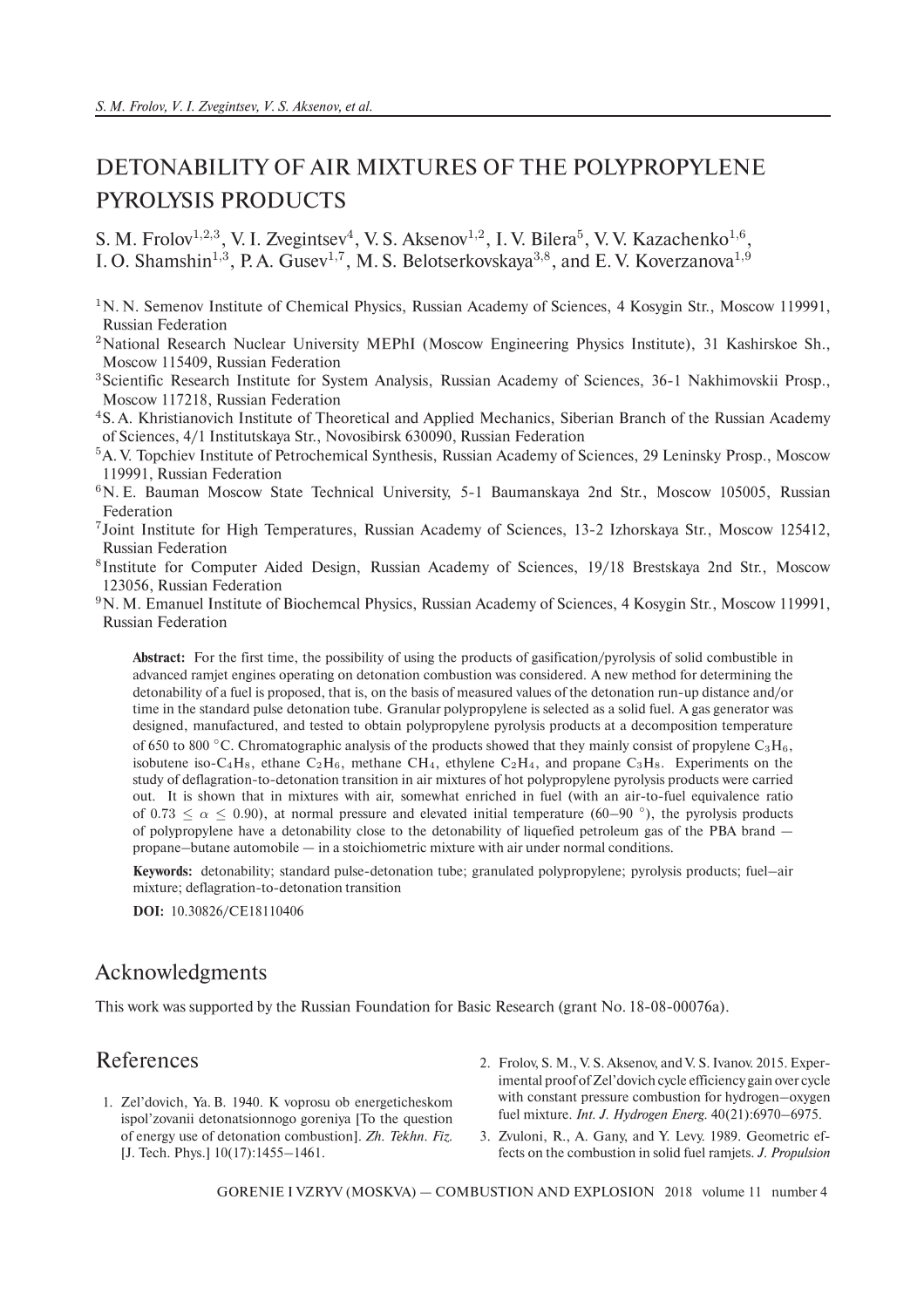# DETONABILITY OF AIR MIXTURES OF THE POLYPROPYLENE PYROLYSIS PRODUCTS

S. M. Frolov[1,2,3], V. I. Zvegintsev[4], V. S. Aksenov[1,2], I. V. Bilera[5], V. V. Kazachenko[1,6], I. O. Shamshin[1,3], P. A. Gusev[1,7], M. S. Belotserkovskaya[3,8], and E. V. Koverzanova[1,9]

[1]N. N. Semenov Institute of Chemical Physics, Russian Academy of Sciences, 4 Kosygin Str., Moscow 119991, Russian Federation

[2]National Research Nuclear University MEPhI (Moscow Engineering Physics Institute), 31 Kashirskoe Sh., Moscow 115409, Russian Federation

[3]Scientific Research Institute for System Analysis, Russian Academy of Sciences, 36-1 Nakhimovskii Prosp., Moscow 117218, Russian Federation

[4]S. A. Khristianovich Institute of Theoretical and Applied Mechanics, Siberian Branch of the Russian Academy of Sciences, 4/1 Institutskaya Str., Novosibirsk 630090, Russian Federation

[5]A. V. Topchiev Institute of Petrochemical Synthesis, Russian Academy of Sciences, 29 Leninsky Prosp., Moscow 119991, Russian Federation

[6]N. E. Bauman Moscow State Technical University, 5-1 Baumanskaya 2nd Str., Moscow 105005, Russian Federation

[7]Joint Institute for High Temperatures, Russian Academy of Sciences, 13-2 Izhorskaya Str., Moscow 125412, Russian Federation

[8]Institute for Computer Aided Design, Russian Academy of Sciences, 19/18 Brestskaya 2nd Str., Moscow 123056, Russian Federation

[9]N. M. Emanuel Institute of Biochemcal Physics, Russian Academy of Sciences, 4 Kosygin Str., Moscow 119991, Russian Federation

**Abstract:** For the first time, the possibility of using the products of gasification/pyrolysis of solid combustible in advanced ramjet engines operating on detonation combustion was considered. A new method for determining the detonability of a fuel is proposed, that is, on the basis of measured values of the detonation run-up distance and/or time in the standard pulse detonation tube. Granular polypropylene is selected as a solid fuel. A gas generator was designed, manufactured, and tested to obtain polypropylene pyrolysis products at a decomposition temperature of 650 to 800 °C. Chromatographic analysis of the products showed that they mainly consist of propylene $C_3H_6$, isobutene iso-$C_4H_8$, ethane $C_2H_6$, methane $CH_4$, ethylene $C_2H_4$, and propane $C_3H_8$. Experiments on the study of deflagration-to-detonation transition in air mixtures of hot polypropylene pyrolysis products were carried out. It is shown that in mixtures with air, somewhat enriched in fuel (with an air-to-fuel equivalence ratio of $0.73 \le \alpha \le 0.90$), at normal pressure and elevated initial temperature (60–90 °), the pyrolysis products of polypropylene have a detonability close to the detonability of liquefied petroleum gas of the PBA brand — propane–butane automobile — in a stoichiometric mixture with air under normal conditions.

**Keywords:** detonability; standard pulse-detonation tube; granulated polypropylene; pyrolysis products; fuel–air mixture; deflagration-to-detonation transition

**DOI:** 10.30826/CE18110406

## Acknowledgments

This work was supported by the Russian Foundation for Basic Research (grant No. 18-08-00076a).

## References

1. Zel'dovich, Ya. B. 1940. K voprosu ob energeticheskom ispol'zovanii detonatsionnogo goreniya [To the question of energy use of detonation combustion]. *Zh. Tekhn. Fiz.* [J. Tech. Phys.] 10(17):1455–1461.
2. Frolov, S. M., V. S. Aksenov, and V. S. Ivanov. 2015. Experimental proof of Zel'dovich cycle efficiency gain over cycle with constant pressure combustion for hydrogen–oxygen fuel mixture. *Int. J. Hydrogen Energ.* 40(21):6970–6975.
3. Zvuloni, R., A. Gany, and Y. Levy. 1989. Geometric effects on the combustion in solid fuel ramjets. *J. Propulsion*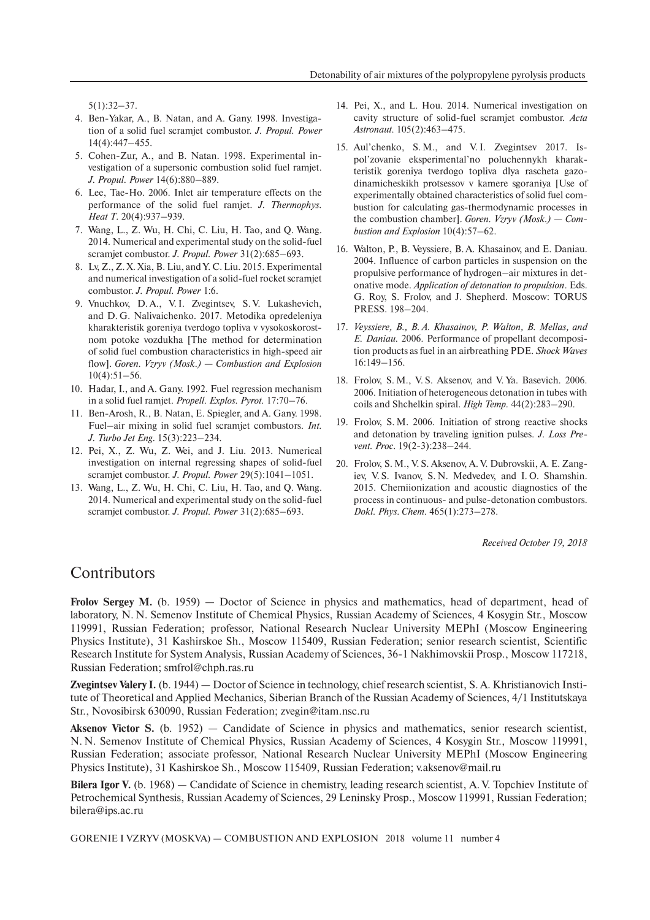5(1):32–37.

4. Ben-Yakar, A., B. Natan, and A. Gany. 1998. Investigation of a solid fuel scramjet combustor. *J. Propul. Power* 14(4):447–455.
5. Cohen-Zur, A., and B. Natan. 1998. Experimental investigation of a supersonic combustion solid fuel ramjet. *J. Propul. Power* 14(6):880–889.
6. Lee, Tae-Ho. 2006. Inlet air temperature effects on the performance of the solid fuel ramjet. *J. Thermophys. Heat T.* 20(4):937–939.
7. Wang, L., Z. Wu, H. Chi, C. Liu, H. Tao, and Q. Wang. 2014. Numerical and experimental study on the solid-fuel scramjet combustor. *J. Propul. Power* 31(2):685–693.
8. Lv, Z., Z. X. Xia, B. Liu, and Y. C. Liu. 2015. Experimental and numerical investigation of a solid-fuel rocket scramjet combustor. *J. Propul. Power* 1:6.
9. Vnuchkov, D. A., V. I. Zvegintsev, S. V. Lukashevich, and D. G. Nalivaichenko. 2017. Metodika opredeleniya kharakteristik goreniya tverdogo topliva v vysokoskorostnom potoke vozdukha [The method for determination of solid fuel combustion characteristics in high-speed air flow]. *Goren. Vzryv (Mosk.) — Combustion and Explosion* 10(4):51–56.
10. Hadar, I., and A. Gany. 1992. Fuel regression mechanism in a solid fuel ramjet. *Propell. Explos. Pyrot.* 17:70–76.
11. Ben-Arosh, R., B. Natan, E. Spiegler, and A. Gany. 1998. Fuel–air mixing in solid fuel scramjet combustors. *Int. J. Turbo Jet Eng.* 15(3):223–234.
12. Pei, X., Z. Wu, Z. Wei, and J. Liu. 2013. Numerical investigation on internal regressing shapes of solid-fuel scramjet combustor. *J. Propul. Power* 29(5):1041–1051.
13. Wang, L., Z. Wu, H. Chi, C. Liu, H. Tao, and Q. Wang. 2014. Numerical and experimental study on the solid-fuel scramjet combustor. *J. Propul. Power* 31(2):685–693.
14. Pei, X., and L. Hou. 2014. Numerical investigation on cavity structure of solid-fuel scramjet combustor. *Acta Astronaut.* 105(2):463–475.
15. Aul'chenko, S. M., and V. I. Zvegintsev 2017. Ispol'zovanie eksperimental'no poluchennykh kharakteristik goreniya tverdogo topliva dlya rascheta gazodinamicheskikh protsessov v kamere sgoraniya [Use of experimentally obtained characteristics of solid fuel combustion for calculating gas-thermodynamic processes in the combustion chamber]. *Goren. Vzryv (Mosk.) — Combustion and Explosion* 10(4):57–62.
16. Walton, P., B. Veyssiere, B. A. Khasainov, and E. Daniau. 2004. Influence of carbon particles in suspension on the propulsive performance of hydrogen–air mixtures in detonative mode. *Application of detonation to propulsion*. Eds. G. Roy, S. Frolov, and J. Shepherd. Moscow: TORUS PRESS. 198–204.
17. *Veyssiere, B., B. A. Khasainov, P. Walton, B. Mellas, and E. Daniau.* 2006. Performance of propellant decomposition products as fuel in an airbreathing PDE. *Shock Waves* 16:149–156.
18. Frolov, S. M., V. S. Aksenov, and V. Ya. Basevich. 2006. 2006. Initiation of heterogeneous detonation in tubes with coils and Shchelkin spiral. *High Temp.* 44(2):283–290.
19. Frolov, S. M. 2006. Initiation of strong reactive shocks and detonation by traveling ignition pulses. *J. Loss Prevent. Proc.* 19(2-3):238–244.
20. Frolov, S. M., V. S. Aksenov, A. V. Dubrovskii, A. E. Zangiev, V. S. Ivanov, S. N. Medvedev, and I. O. Shamshin. 2015. Chemiionization and acoustic diagnostics of the process in continuous- and pulse-detonation combustors. *Dokl. Phys. Chem.* 465(1):273–278.

*Received October 19, 2018*

# Contributors

**Frolov Sergey M.** (b. 1959) — Doctor of Science in physics and mathematics, head of department, head of laboratory, N. N. Semenov Institute of Chemical Physics, Russian Academy of Sciences, 4 Kosygin Str., Moscow 119991, Russian Federation; professor, National Research Nuclear University MEPhI (Moscow Engineering Physics Institute), 31 Kashirskoe Sh., Moscow 115409, Russian Federation; senior research scientist, Scientific Research Institute for System Analysis, Russian Academy of Sciences, 36-1 Nakhimovskii Prosp., Moscow 117218, Russian Federation; smfrol@chph.ras.ru

**Zvegintsev Valery I.** (b. 1944) — Doctor of Science in technology, chief research scientist, S. A. Khristianovich Institute of Theoretical and Applied Mechanics, Siberian Branch of the Russian Academy of Sciences, 4/1 Institutskaya Str., Novosibirsk 630090, Russian Federation; zvegin@itam.nsc.ru

**Aksenov Victor S.** (b. 1952) — Candidate of Science in physics and mathematics, senior research scientist, N. N. Semenov Institute of Chemical Physics, Russian Academy of Sciences, 4 Kosygin Str., Moscow 119991, Russian Federation; associate professor, National Research Nuclear University MEPhI (Moscow Engineering Physics Institute), 31 Kashirskoe Sh., Moscow 115409, Russian Federation; v.aksenov@mail.ru

**Bilera Igor V.** (b. 1968) — Candidate of Science in chemistry, leading research scientist, A. V. Topchiev Institute of Petrochemical Synthesis, Russian Academy of Sciences, 29 Leninsky Prosp., Moscow 119991, Russian Federation; bilera@ips.ac.ru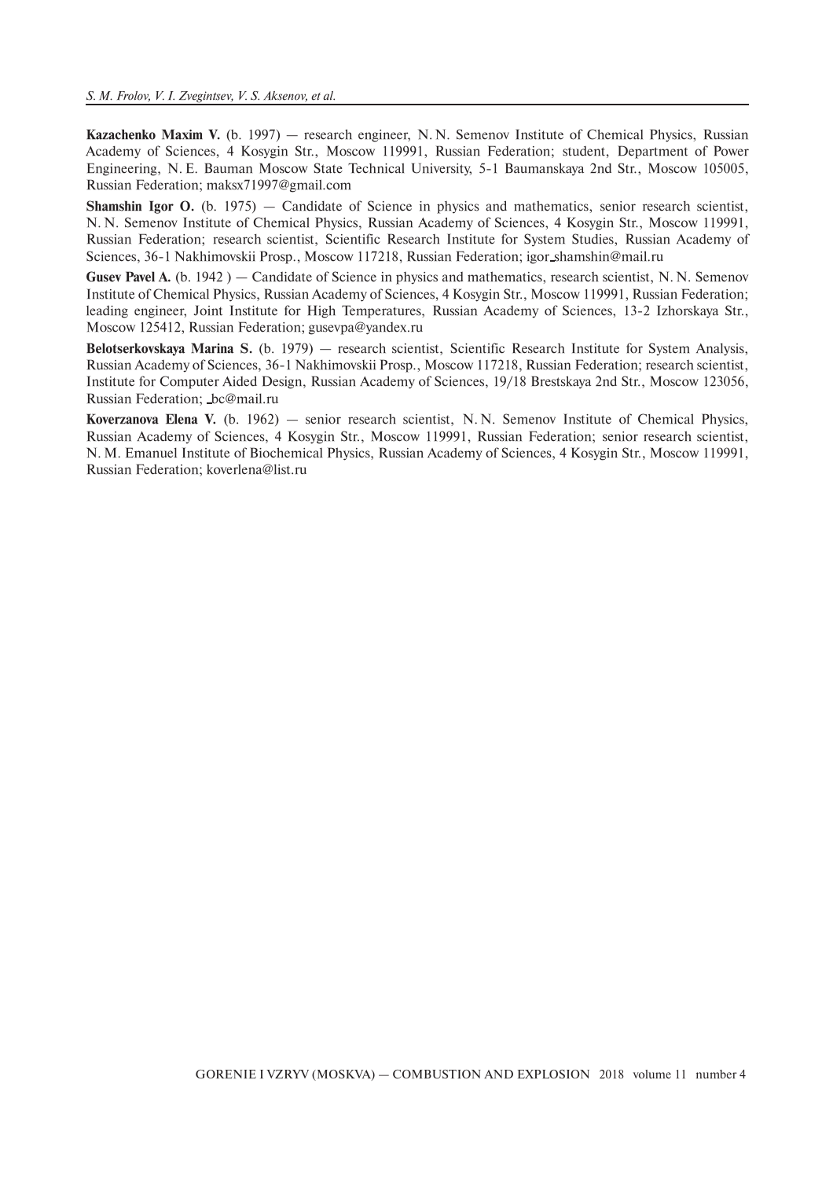**Kazachenko Maxim V.** (b. 1997) — research engineer, N. N. Semenov Institute of Chemical Physics, Russian Academy of Sciences, 4 Kosygin Str., Moscow 119991, Russian Federation; student, Department of Power Engineering, N. E. Bauman Moscow State Technical University, 5-1 Baumanskaya 2nd Str., Moscow 105005, Russian Federation; maksx71997@gmail.com

**Shamshin Igor O.** (b. 1975) — Candidate of Science in physics and mathematics, senior research scientist, N. N. Semenov Institute of Chemical Physics, Russian Academy of Sciences, 4 Kosygin Str., Moscow 119991, Russian Federation; research scientist, Scientific Research Institute for System Studies, Russian Academy of Sciences, 36-1 Nakhimovskii Prosp., Moscow 117218, Russian Federation; igor_shamshin@mail.ru

**Gusev Pavel A.** (b. 1942 ) — Candidate of Science in physics and mathematics, research scientist, N. N. Semenov Institute of Chemical Physics, Russian Academy of Sciences, 4 Kosygin Str., Moscow 119991, Russian Federation; leading engineer, Joint Institute for High Temperatures, Russian Academy of Sciences, 13-2 Izhorskaya Str., Moscow 125412, Russian Federation; gusevpa@yandex.ru

**Belotserkovskaya Marina S.** (b. 1979) — research scientist, Scientific Research Institute for System Analysis, Russian Academy of Sciences, 36-1 Nakhimovskii Prosp., Moscow 117218, Russian Federation; research scientist, Institute for Computer Aided Design, Russian Academy of Sciences, 19/18 Brestskaya 2nd Str., Moscow 123056, Russian Federation; _bc@mail.ru

**Koverzanova Elena V.** (b. 1962) — senior research scientist, N. N. Semenov Institute of Chemical Physics, Russian Academy of Sciences, 4 Kosygin Str., Moscow 119991, Russian Federation; senior research scientist, N. M. Emanuel Institute of Biochemical Physics, Russian Academy of Sciences, 4 Kosygin Str., Moscow 119991, Russian Federation; koverlena@list.ru